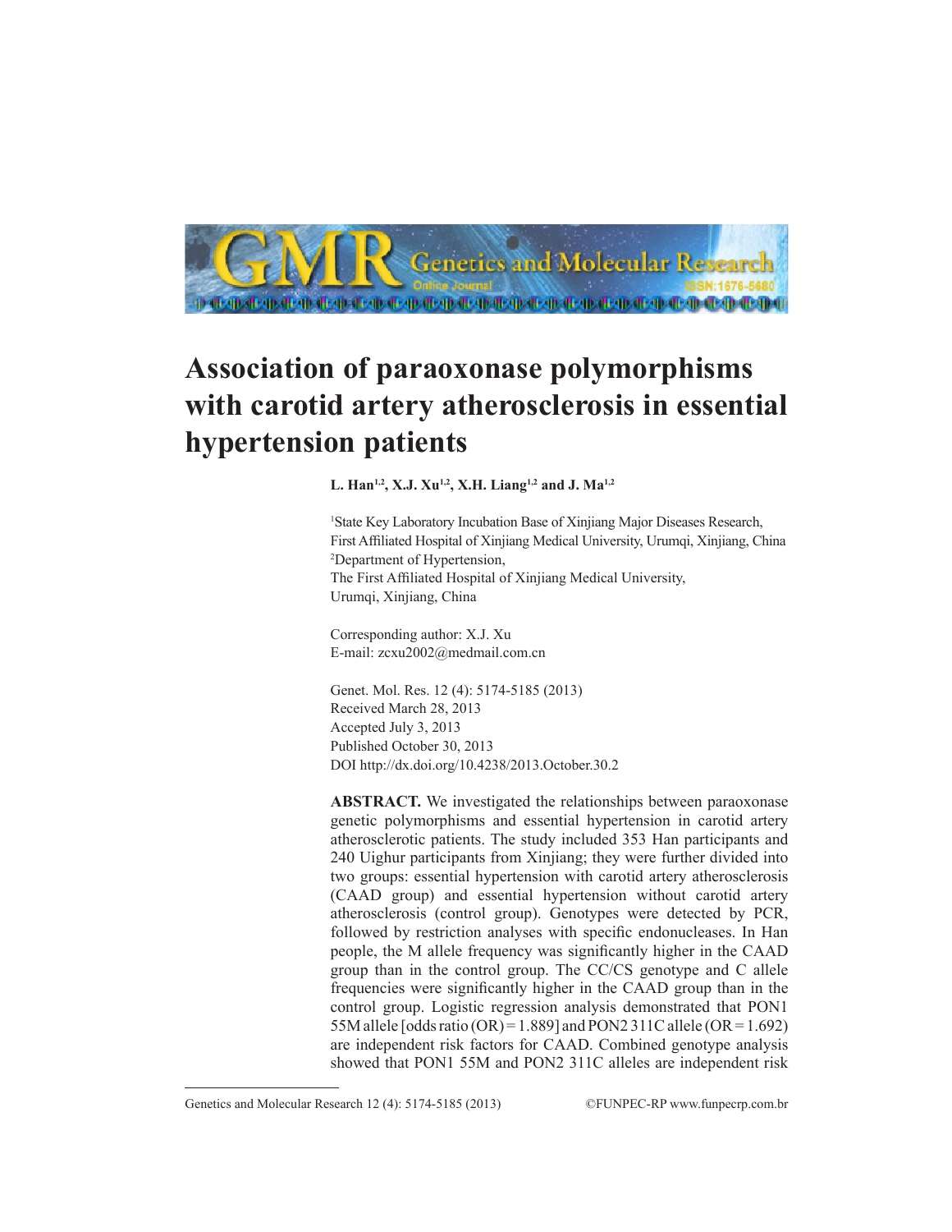# Association of paraoxonase polymorphisms with carotid artery atherosclerosis in essential hypertension patients

**L. Han[1,2], X.J. Xu[1,2], X.H. Liang[1,2] and J. Ma[1,2]**

[1]State Key Laboratory Incubation Base of Xinjiang Major Diseases Research, First Affiliated Hospital of Xinjiang Medical University, Urumqi, Xinjiang, China
[2]Department of Hypertension, The First Affiliated Hospital of Xinjiang Medical University, Urumqi, Xinjiang, China

Corresponding author: X.J. Xu
E-mail: zcxu2002@medmail.com.cn

Genet. Mol. Res. 12 (4): 5174-5185 (2013)
Received March 28, 2013
Accepted July 3, 2013
Published October 30, 2013
DOI http://dx.doi.org/10.4238/2013.October.30.2

**ABSTRACT.** We investigated the relationships between paraoxonase genetic polymorphisms and essential hypertension in carotid artery atherosclerotic patients. The study included 353 Han participants and 240 Uighur participants from Xinjiang; they were further divided into two groups: essential hypertension with carotid artery atherosclerosis (CAAD group) and essential hypertension without carotid artery atherosclerosis (control group). Genotypes were detected by PCR, followed by restriction analyses with specific endonucleases. In Han people, the M allele frequency was significantly higher in the CAAD group than in the control group. The CC/CS genotype and C allele frequencies were significantly higher in the CAAD group than in the control group. Logistic regression analysis demonstrated that PON1 55M allele [odds ratio (OR) = 1.889] and PON2 311C allele (OR = 1.692) are independent risk factors for CAAD. Combined genotype analysis showed that PON1 55M and PON2 311C alleles are independent risk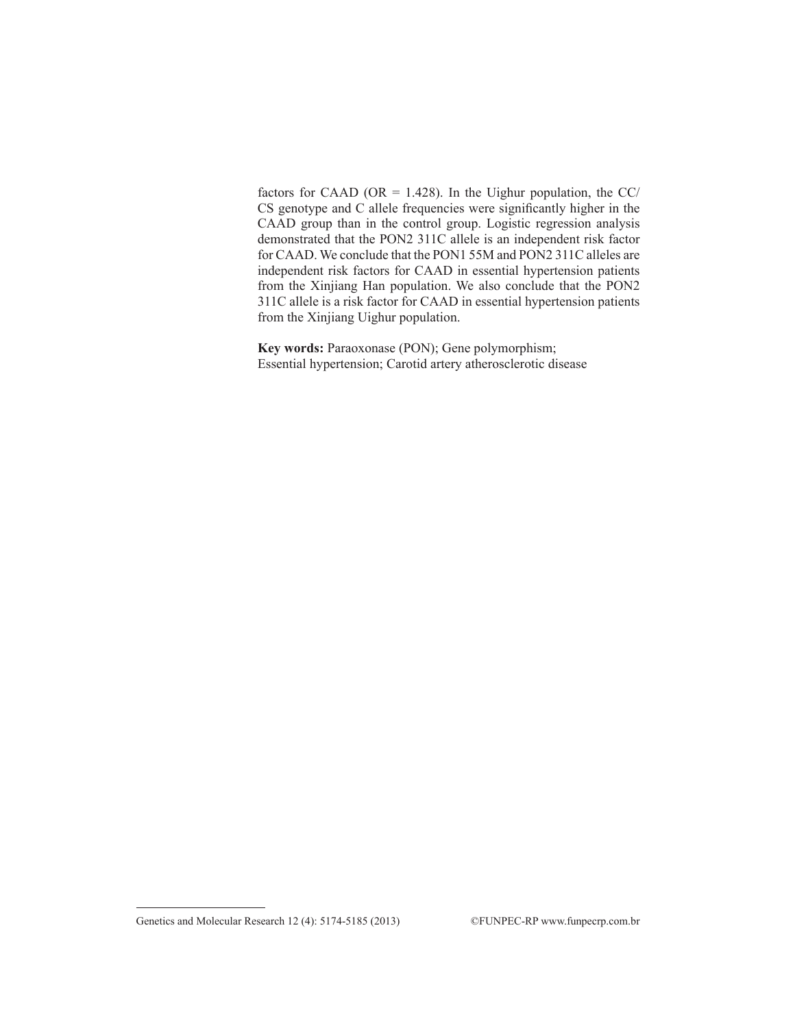factors for CAAD (OR = 1.428). In the Uighur population, the CC/CS genotype and C allele frequencies were significantly higher in the CAAD group than in the control group. Logistic regression analysis demonstrated that the PON2 311C allele is an independent risk factor for CAAD. We conclude that the PON1 55M and PON2 311C alleles are independent risk factors for CAAD in essential hypertension patients from the Xinjiang Han population. We also conclude that the PON2 311C allele is a risk factor for CAAD in essential hypertension patients from the Xinjiang Uighur population.

**Key words:** Paraoxonase (PON); Gene polymorphism; Essential hypertension; Carotid artery atherosclerotic disease